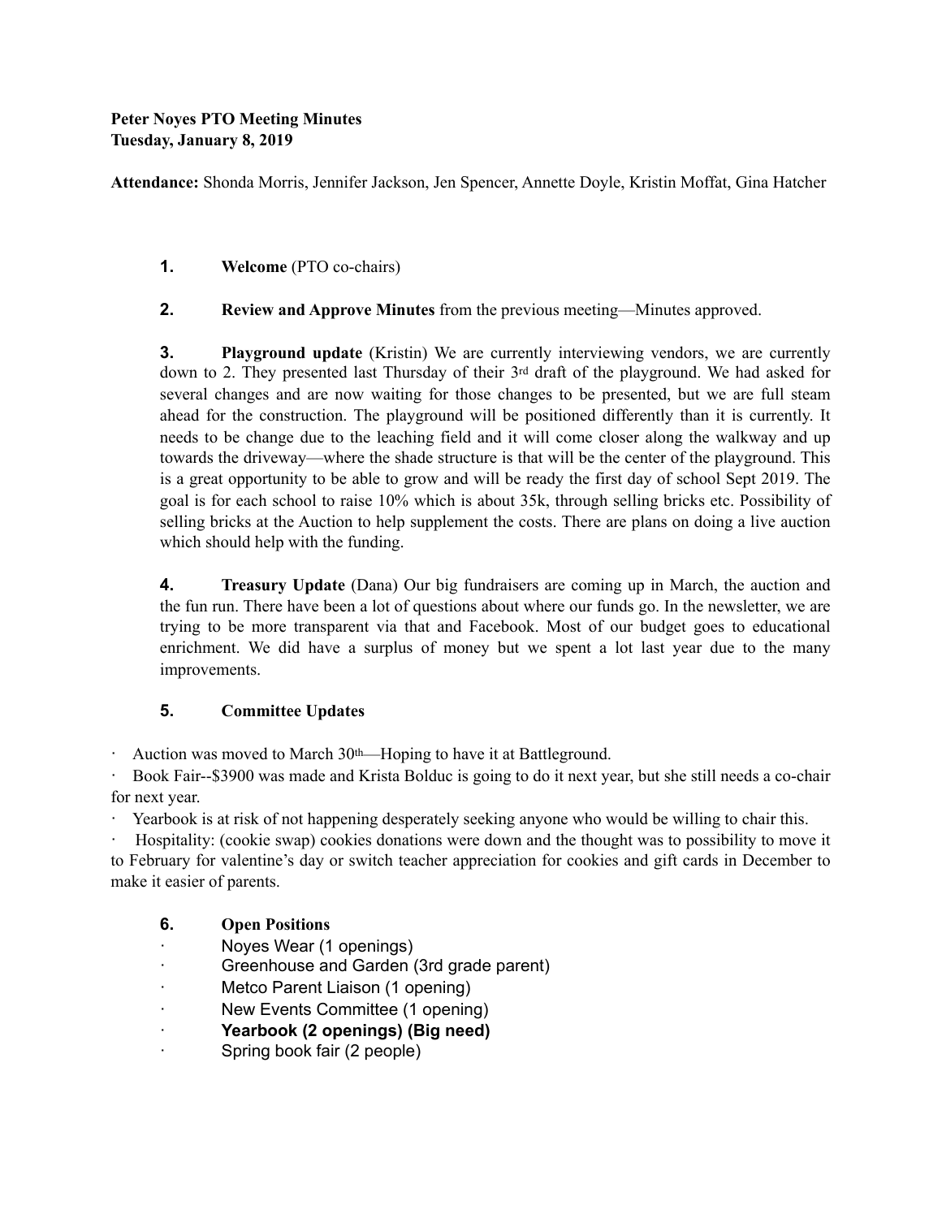**Peter Noyes PTO Meeting Minutes**
**Tuesday, January 8, 2019**

**Attendance:** Shonda Morris, Jennifer Jackson, Jen Spencer, Annette Doyle, Kristin Moffat, Gina Hatcher

1. **Welcome** (PTO co-chairs)

2. **Review and Approve Minutes** from the previous meeting—Minutes approved.

3. **Playground update** (Kristin) We are currently interviewing vendors, we are currently down to 2. They presented last Thursday of their 3rd draft of the playground. We had asked for several changes and are now waiting for those changes to be presented, but we are full steam ahead for the construction. The playground will be positioned differently than it is currently. It needs to be change due to the leaching field and it will come closer along the walkway and up towards the driveway—where the shade structure is that will be the center of the playground. This is a great opportunity to be able to grow and will be ready the first day of school Sept 2019. The goal is for each school to raise 10% which is about 35k, through selling bricks etc. Possibility of selling bricks at the Auction to help supplement the costs. There are plans on doing a live auction which should help with the funding.

4. **Treasury Update** (Dana) Our big fundraisers are coming up in March, the auction and the fun run. There have been a lot of questions about where our funds go. In the newsletter, we are trying to be more transparent via that and Facebook. Most of our budget goes to educational enrichment. We did have a surplus of money but we spent a lot last year due to the many improvements.

5. **Committee Updates**

- Auction was moved to March 30th—Hoping to have it at Battleground.
- Book Fair--$3900 was made and Krista Bolduc is going to do it next year, but she still needs a co-chair for next year.
- Yearbook is at risk of not happening desperately seeking anyone who would be willing to chair this.
- Hospitality: (cookie swap) cookies donations were down and the thought was to possibility to move it to February for valentine's day or switch teacher appreciation for cookies and gift cards in December to make it easier of parents.

6. **Open Positions**

- Noyes Wear (1 openings)
- Greenhouse and Garden (3rd grade parent)
- Metco Parent Liaison (1 opening)
- New Events Committee (1 opening)
- **Yearbook (2 openings) (Big need)**
- Spring book fair (2 people)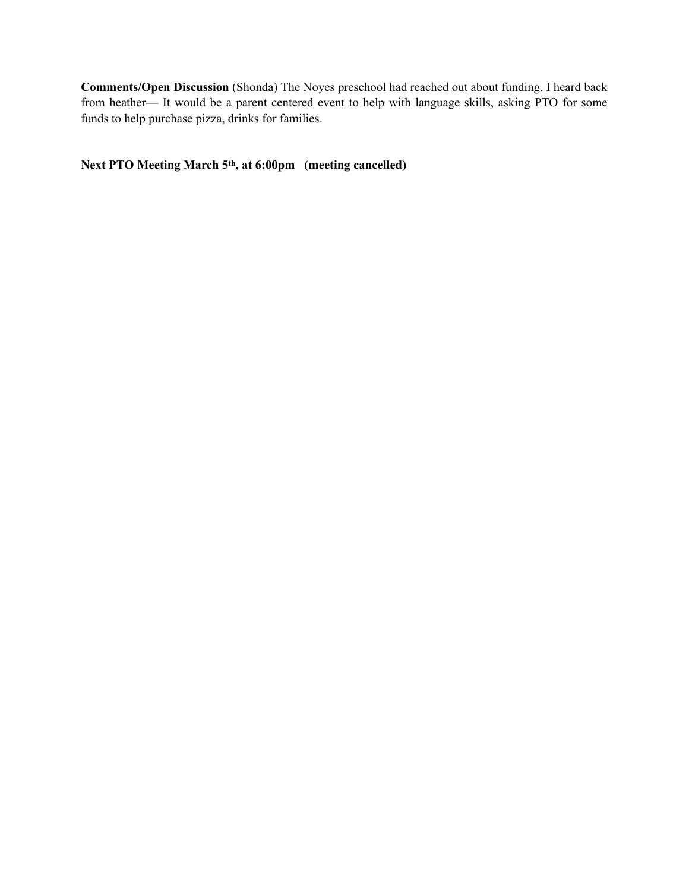**Comments/Open Discussion** (Shonda) The Noyes preschool had reached out about funding. I heard back from heather— It would be a parent centered event to help with language skills, asking PTO for some funds to help purchase pizza, drinks for families.

**Next PTO Meeting March 5th, at 6:00pm (meeting cancelled)**